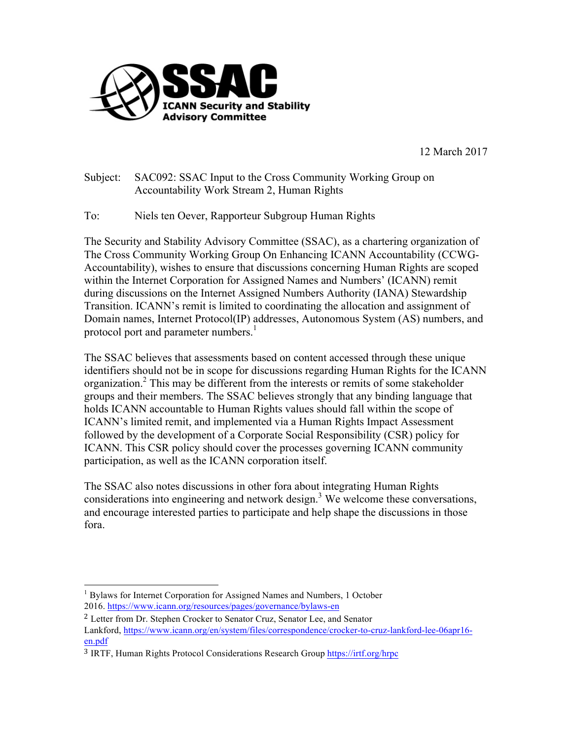**SSAC**
**ICANN Security and Stability Advisory Committee**

12 March 2017

Subject: SAC092: SSAC Input to the Cross Community Working Group on Accountability Work Stream 2, Human Rights

To: Niels ten Oever, Rapporteur Subgroup Human Rights

The Security and Stability Advisory Committee (SSAC), as a chartering organization of The Cross Community Working Group On Enhancing ICANN Accountability (CCWG-Accountability), wishes to ensure that discussions concerning Human Rights are scoped within the Internet Corporation for Assigned Names and Numbers' (ICANN) remit during discussions on the Internet Assigned Numbers Authority (IANA) Stewardship Transition. ICANN's remit is limited to coordinating the allocation and assignment of Domain names, Internet Protocol(IP) addresses, Autonomous System (AS) numbers, and protocol port and parameter numbers.[1]

The SSAC believes that assessments based on content accessed through these unique identifiers should not be in scope for discussions regarding Human Rights for the ICANN organization.[2] This may be different from the interests or remits of some stakeholder groups and their members. The SSAC believes strongly that any binding language that holds ICANN accountable to Human Rights values should fall within the scope of ICANN's limited remit, and implemented via a Human Rights Impact Assessment followed by the development of a Corporate Social Responsibility (CSR) policy for ICANN. This CSR policy should cover the processes governing ICANN community participation, as well as the ICANN corporation itself.

The SSAC also notes discussions in other fora about integrating Human Rights considerations into engineering and network design.[3] We welcome these conversations, and encourage interested parties to participate and help shape the discussions in those fora.

---

[1] Bylaws for Internet Corporation for Assigned Names and Numbers, 1 October 2016. https://www.icann.org/resources/pages/governance/bylaws-en

[2] Letter from Dr. Stephen Crocker to Senator Cruz, Senator Lee, and Senator Lankford, https://www.icann.org/en/system/files/correspondence/crocker-to-cruz-lankford-lee-06apr16-en.pdf

[3] IRTF, Human Rights Protocol Considerations Research Group https://irtf.org/hrpc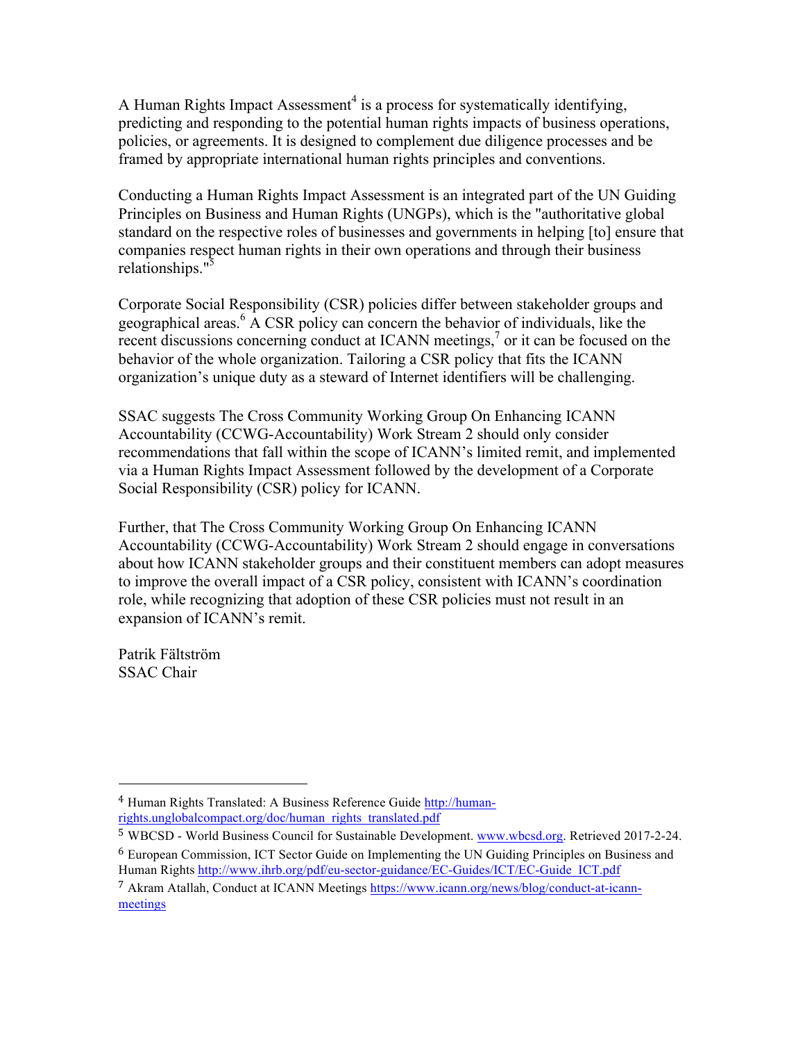A Human Rights Impact Assessment[4] is a process for systematically identifying, predicting and responding to the potential human rights impacts of business operations, policies, or agreements. It is designed to complement due diligence processes and be framed by appropriate international human rights principles and conventions.

Conducting a Human Rights Impact Assessment is an integrated part of the UN Guiding Principles on Business and Human Rights (UNGPs), which is the "authoritative global standard on the respective roles of businesses and governments in helping [to] ensure that companies respect human rights in their own operations and through their business relationships."[5]

Corporate Social Responsibility (CSR) policies differ between stakeholder groups and geographical areas.[6] A CSR policy can concern the behavior of individuals, like the recent discussions concerning conduct at ICANN meetings,[7] or it can be focused on the behavior of the whole organization. Tailoring a CSR policy that fits the ICANN organization's unique duty as a steward of Internet identifiers will be challenging.

SSAC suggests The Cross Community Working Group On Enhancing ICANN Accountability (CCWG-Accountability) Work Stream 2 should only consider recommendations that fall within the scope of ICANN's limited remit, and implemented via a Human Rights Impact Assessment followed by the development of a Corporate Social Responsibility (CSR) policy for ICANN.

Further, that The Cross Community Working Group On Enhancing ICANN Accountability (CCWG-Accountability) Work Stream 2 should engage in conversations about how ICANN stakeholder groups and their constituent members can adopt measures to improve the overall impact of a CSR policy, consistent with ICANN's coordination role, while recognizing that adoption of these CSR policies must not result in an expansion of ICANN's remit.

Patrik Fältström
SSAC Chair

---

[4] Human Rights Translated: A Business Reference Guide http://human-rights.unglobalcompact.org/doc/human_rights_translated.pdf

[5] WBCSD - World Business Council for Sustainable Development. www.wbcsd.org. Retrieved 2017-2-24.

[6] European Commission, ICT Sector Guide on Implementing the UN Guiding Principles on Business and Human Rights http://www.ihrb.org/pdf/eu-sector-guidance/EC-Guides/ICT/EC-Guide_ICT.pdf

[7] Akram Atallah, Conduct at ICANN Meetings https://www.icann.org/news/blog/conduct-at-icann-meetings